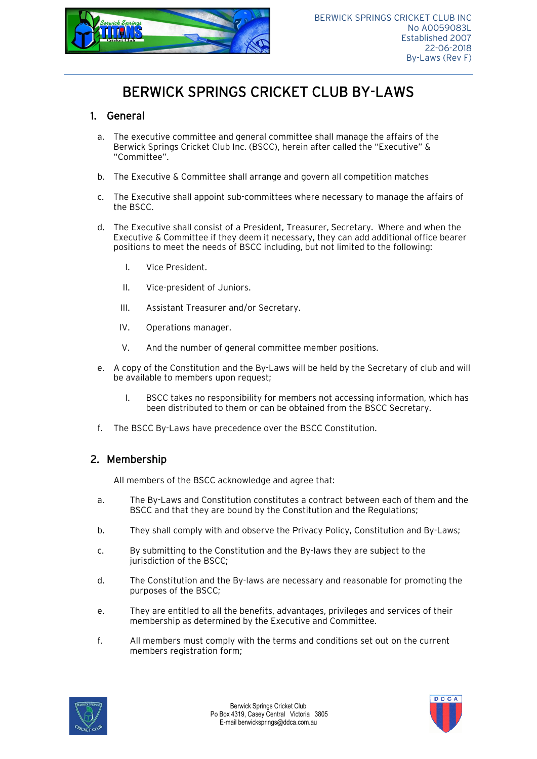BERWICK SPRINGS CRICKET CLUB INC
No A0059083L
Established 2007
22-06-2018
By-Laws (Rev F)

# BERWICK SPRINGS CRICKET CLUB BY-LAWS

## 1. General

a. The executive committee and general committee shall manage the affairs of the Berwick Springs Cricket Club Inc. (BSCC), herein after called the "Executive" & "Committee".

b. The Executive & Committee shall arrange and govern all competition matches

c. The Executive shall appoint sub-committees where necessary to manage the affairs of the BSCC.

d. The Executive shall consist of a President, Treasurer, Secretary. Where and when the Executive & Committee if they deem it necessary, they can add additional office bearer positions to meet the needs of BSCC including, but not limited to the following:

   I. Vice President.

   II. Vice-president of Juniors.

   III. Assistant Treasurer and/or Secretary.

   IV. Operations manager.

   V. And the number of general committee member positions.

e. A copy of the Constitution and the By-Laws will be held by the Secretary of club and will be available to members upon request;

   I. BSCC takes no responsibility for members not accessing information, which has been distributed to them or can be obtained from the BSCC Secretary.

f. The BSCC By-Laws have precedence over the BSCC Constitution.

## 2. Membership

All members of the BSCC acknowledge and agree that:

a. The By-Laws and Constitution constitutes a contract between each of them and the BSCC and that they are bound by the Constitution and the Regulations;

b. They shall comply with and observe the Privacy Policy, Constitution and By-Laws;

c. By submitting to the Constitution and the By-laws they are subject to the jurisdiction of the BSCC;

d. The Constitution and the By-laws are necessary and reasonable for promoting the purposes of the BSCC;

e. They are entitled to all the benefits, advantages, privileges and services of their membership as determined by the Executive and Committee.

f. All members must comply with the terms and conditions set out on the current members registration form;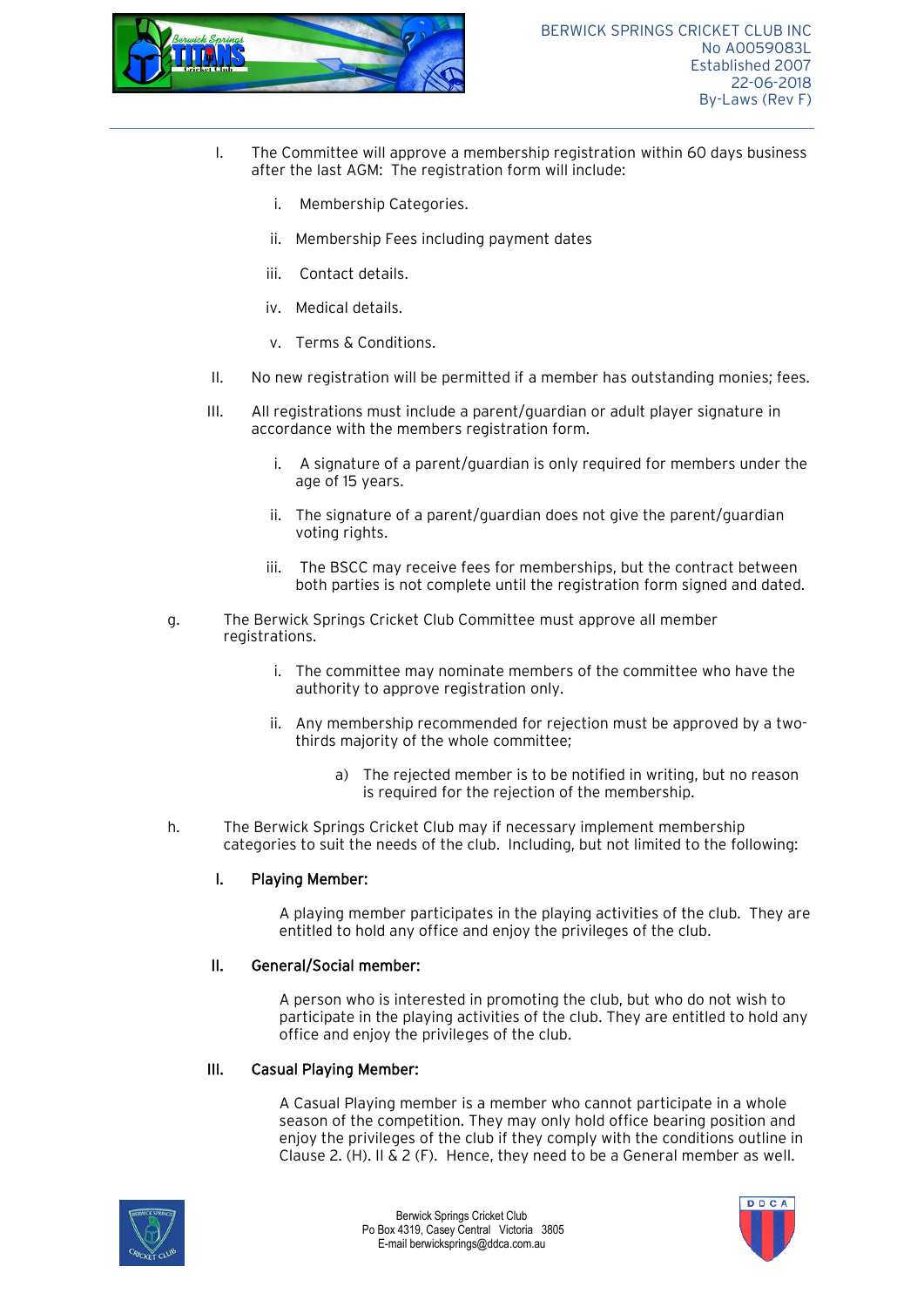I. The Committee will approve a membership registration within 60 days business after the last AGM: The registration form will include:

   i. Membership Categories.

   ii. Membership Fees including payment dates

   iii. Contact details.

   iv. Medical details.

   v. Terms & Conditions.

II. No new registration will be permitted if a member has outstanding monies; fees.

III. All registrations must include a parent/guardian or adult player signature in accordance with the members registration form.

   i. A signature of a parent/guardian is only required for members under the age of 15 years.

   ii. The signature of a parent/guardian does not give the parent/guardian voting rights.

   iii. The BSCC may receive fees for memberships, but the contract between both parties is not complete until the registration form signed and dated.

g. The Berwick Springs Cricket Club Committee must approve all member registrations.

   i. The committee may nominate members of the committee who have the authority to approve registration only.

   ii. Any membership recommended for rejection must be approved by a two-thirds majority of the whole committee;

      a) The rejected member is to be notified in writing, but no reason is required for the rejection of the membership.

h. The Berwick Springs Cricket Club may if necessary implement membership categories to suit the needs of the club. Including, but not limited to the following:

**I. Playing Member:**

A playing member participates in the playing activities of the club. They are entitled to hold any office and enjoy the privileges of the club.

**II. General/Social member:**

A person who is interested in promoting the club, but who do not wish to participate in the playing activities of the club. They are entitled to hold any office and enjoy the privileges of the club.

**III. Casual Playing Member:**

A Casual Playing member is a member who cannot participate in a whole season of the competition. They may only hold office bearing position and enjoy the privileges of the club if they comply with the conditions outline in Clause 2. (H). II & 2 (F). Hence, they need to be a General member as well.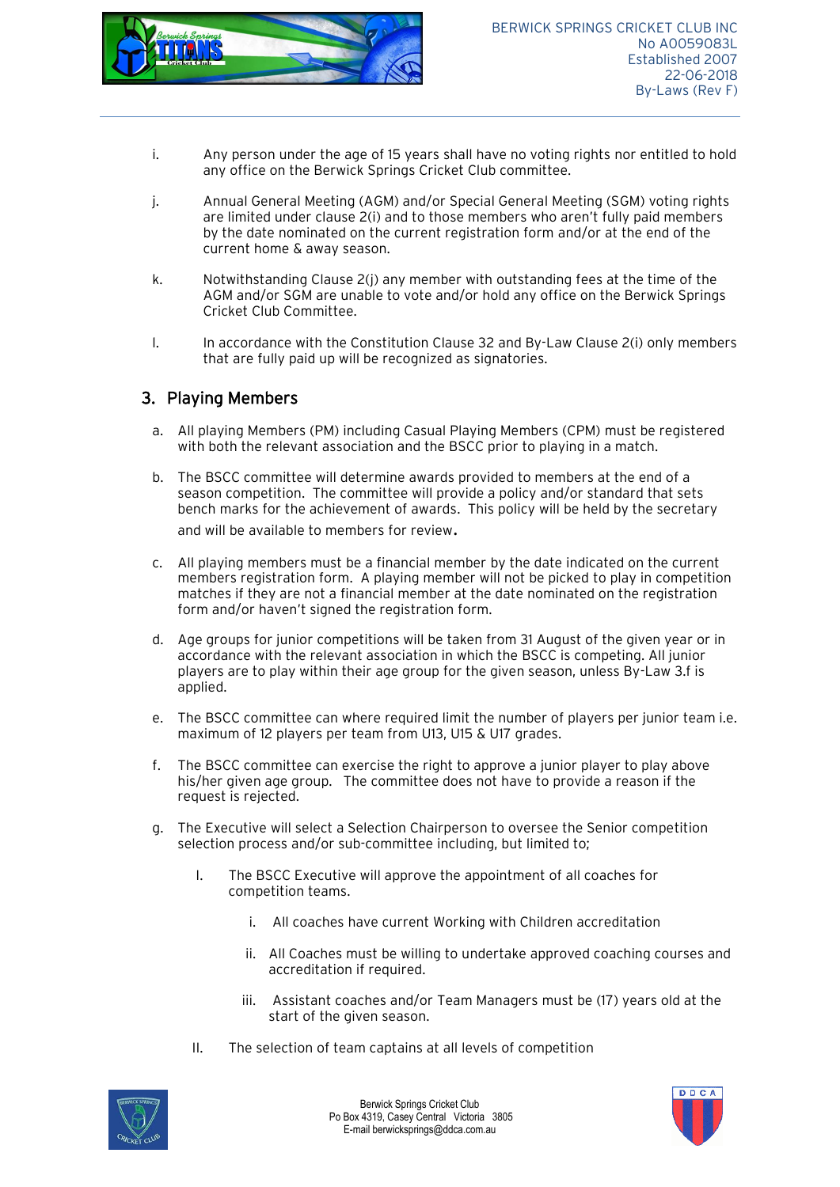i. Any person under the age of 15 years shall have no voting rights nor entitled to hold any office on the Berwick Springs Cricket Club committee.

j. Annual General Meeting (AGM) and/or Special General Meeting (SGM) voting rights are limited under clause 2(i) and to those members who aren't fully paid members by the date nominated on the current registration form and/or at the end of the current home & away season.

k. Notwithstanding Clause 2(j) any member with outstanding fees at the time of the AGM and/or SGM are unable to vote and/or hold any office on the Berwick Springs Cricket Club Committee.

l. In accordance with the Constitution Clause 32 and By-Law Clause 2(i) only members that are fully paid up will be recognized as signatories.

## 3. Playing Members

a. All playing Members (PM) including Casual Playing Members (CPM) must be registered with both the relevant association and the BSCC prior to playing in a match.

b. The BSCC committee will determine awards provided to members at the end of a season competition. The committee will provide a policy and/or standard that sets bench marks for the achievement of awards. This policy will be held by the secretary and will be available to members for review.

c. All playing members must be a financial member by the date indicated on the current members registration form. A playing member will not be picked to play in competition matches if they are not a financial member at the date nominated on the registration form and/or haven't signed the registration form.

d. Age groups for junior competitions will be taken from 31 August of the given year or in accordance with the relevant association in which the BSCC is competing. All junior players are to play within their age group for the given season, unless By-Law 3.f is applied.

e. The BSCC committee can where required limit the number of players per junior team i.e. maximum of 12 players per team from U13, U15 & U17 grades.

f. The BSCC committee can exercise the right to approve a junior player to play above his/her given age group. The committee does not have to provide a reason if the request is rejected.

g. The Executive will select a Selection Chairperson to oversee the Senior competition selection process and/or sub-committee including, but limited to;

  I. The BSCC Executive will approve the appointment of all coaches for competition teams.

    i. All coaches have current Working with Children accreditation

    ii. All Coaches must be willing to undertake approved coaching courses and accreditation if required.

    iii. Assistant coaches and/or Team Managers must be (17) years old at the start of the given season.

  II. The selection of team captains at all levels of competition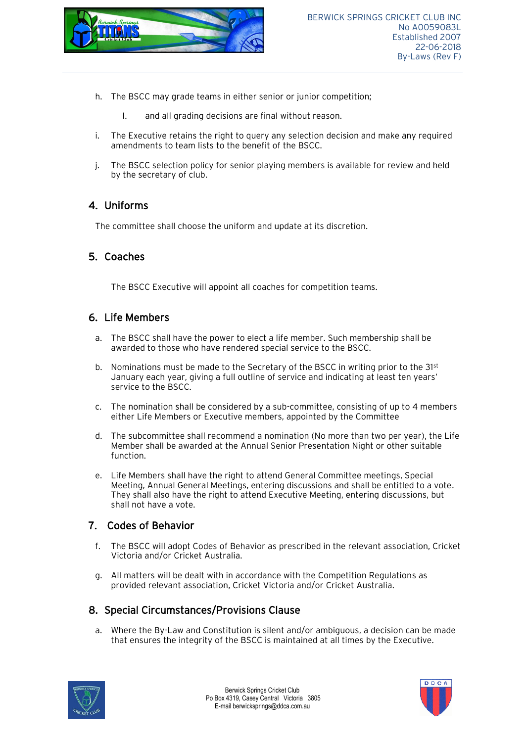h. The BSCC may grade teams in either senior or junior competition;

    I. and all grading decisions are final without reason.

i. The Executive retains the right to query any selection decision and make any required amendments to team lists to the benefit of the BSCC.

j. The BSCC selection policy for senior playing members is available for review and held by the secretary of club.

## 4. Uniforms

The committee shall choose the uniform and update at its discretion.

## 5. Coaches

The BSCC Executive will appoint all coaches for competition teams.

## 6. Life Members

a. The BSCC shall have the power to elect a life member. Such membership shall be awarded to those who have rendered special service to the BSCC.

b. Nominations must be made to the Secretary of the BSCC in writing prior to the 31st January each year, giving a full outline of service and indicating at least ten years' service to the BSCC.

c. The nomination shall be considered by a sub-committee, consisting of up to 4 members either Life Members or Executive members, appointed by the Committee

d. The subcommittee shall recommend a nomination (No more than two per year), the Life Member shall be awarded at the Annual Senior Presentation Night or other suitable function.

e. Life Members shall have the right to attend General Committee meetings, Special Meeting, Annual General Meetings, entering discussions and shall be entitled to a vote. They shall also have the right to attend Executive Meeting, entering discussions, but shall not have a vote.

## 7. Codes of Behavior

f. The BSCC will adopt Codes of Behavior as prescribed in the relevant association, Cricket Victoria and/or Cricket Australia.

g. All matters will be dealt with in accordance with the Competition Regulations as provided relevant association, Cricket Victoria and/or Cricket Australia.

## 8. Special Circumstances/Provisions Clause

a. Where the By-Law and Constitution is silent and/or ambiguous, a decision can be made that ensures the integrity of the BSCC is maintained at all times by the Executive.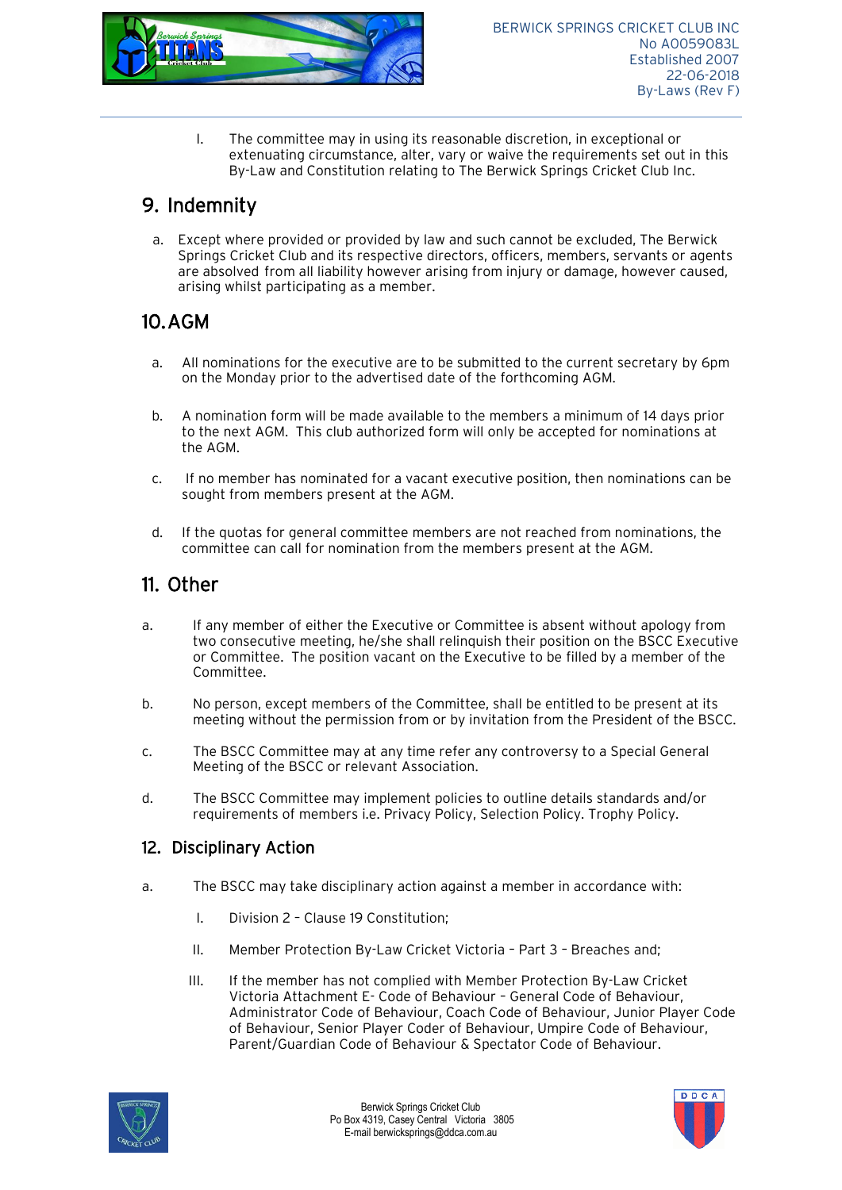I. The committee may in using its reasonable discretion, in exceptional or extenuating circumstance, alter, vary or waive the requirements set out in this By-Law and Constitution relating to The Berwick Springs Cricket Club Inc.

## 9. Indemnity

a. Except where provided or provided by law and such cannot be excluded, The Berwick Springs Cricket Club and its respective directors, officers, members, servants or agents are absolved from all liability however arising from injury or damage, however caused, arising whilst participating as a member.

## 10. AGM

a. All nominations for the executive are to be submitted to the current secretary by 6pm on the Monday prior to the advertised date of the forthcoming AGM.

b. A nomination form will be made available to the members a minimum of 14 days prior to the next AGM. This club authorized form will only be accepted for nominations at the AGM.

c. If no member has nominated for a vacant executive position, then nominations can be sought from members present at the AGM.

d. If the quotas for general committee members are not reached from nominations, the committee can call for nomination from the members present at the AGM.

## 11. Other

a. If any member of either the Executive or Committee is absent without apology from two consecutive meeting, he/she shall relinquish their position on the BSCC Executive or Committee. The position vacant on the Executive to be filled by a member of the Committee.

b. No person, except members of the Committee, shall be entitled to be present at its meeting without the permission from or by invitation from the President of the BSCC.

c. The BSCC Committee may at any time refer any controversy to a Special General Meeting of the BSCC or relevant Association.

d. The BSCC Committee may implement policies to outline details standards and/or requirements of members i.e. Privacy Policy, Selection Policy. Trophy Policy.

## 12. Disciplinary Action

a. The BSCC may take disciplinary action against a member in accordance with:

I. Division 2 – Clause 19 Constitution;

II. Member Protection By-Law Cricket Victoria – Part 3 – Breaches and;

III. If the member has not complied with Member Protection By-Law Cricket Victoria Attachment E- Code of Behaviour – General Code of Behaviour, Administrator Code of Behaviour, Coach Code of Behaviour, Junior Player Code of Behaviour, Senior Player Coder of Behaviour, Umpire Code of Behaviour, Parent/Guardian Code of Behaviour & Spectator Code of Behaviour.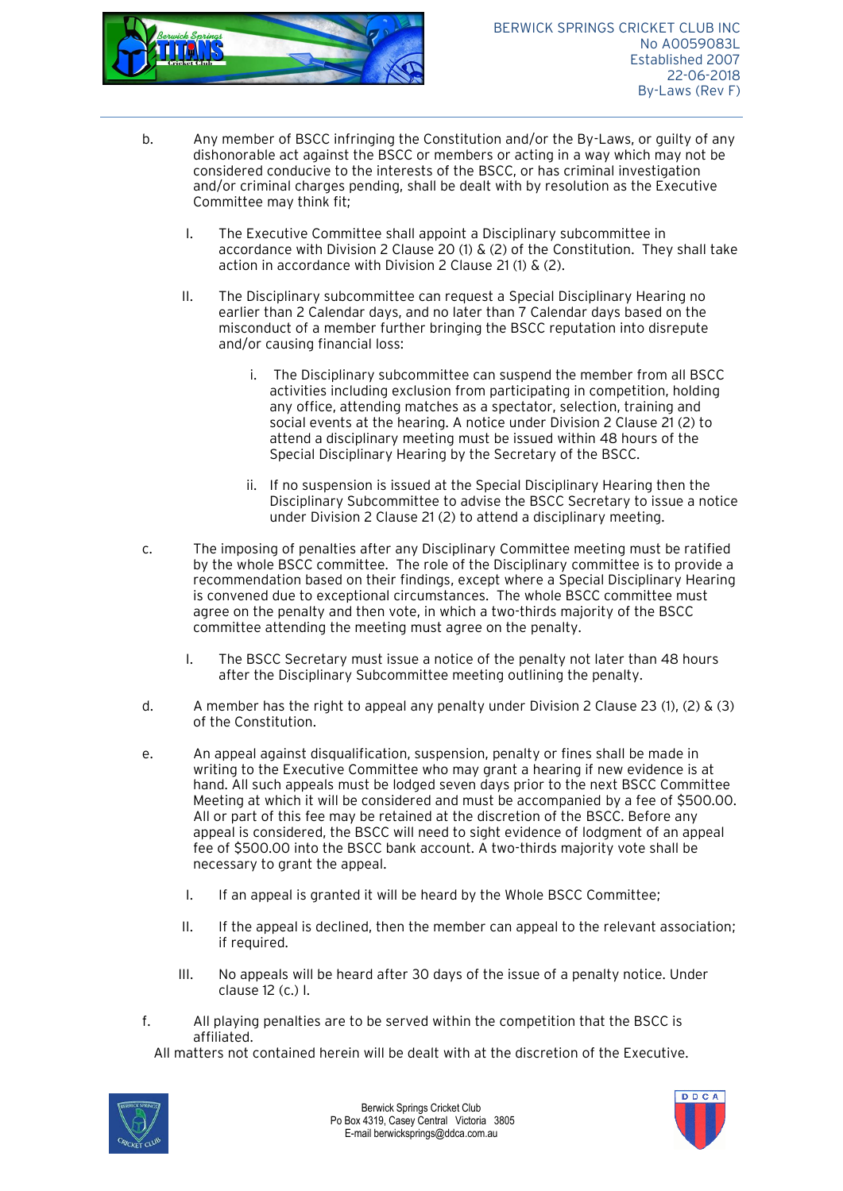b. Any member of BSCC infringing the Constitution and/or the By-Laws, or guilty of any dishonorable act against the BSCC or members or acting in a way which may not be considered conducive to the interests of the BSCC, or has criminal investigation and/or criminal charges pending, shall be dealt with by resolution as the Executive Committee may think fit;

  I. The Executive Committee shall appoint a Disciplinary subcommittee in accordance with Division 2 Clause 20 (1) & (2) of the Constitution. They shall take action in accordance with Division 2 Clause 21 (1) & (2).

  II. The Disciplinary subcommittee can request a Special Disciplinary Hearing no earlier than 2 Calendar days, and no later than 7 Calendar days based on the misconduct of a member further bringing the BSCC reputation into disrepute and/or causing financial loss:

    i. The Disciplinary subcommittee can suspend the member from all BSCC activities including exclusion from participating in competition, holding any office, attending matches as a spectator, selection, training and social events at the hearing. A notice under Division 2 Clause 21 (2) to attend a disciplinary meeting must be issued within 48 hours of the Special Disciplinary Hearing by the Secretary of the BSCC.

    ii. If no suspension is issued at the Special Disciplinary Hearing then the Disciplinary Subcommittee to advise the BSCC Secretary to issue a notice under Division 2 Clause 21 (2) to attend a disciplinary meeting.

c. The imposing of penalties after any Disciplinary Committee meeting must be ratified by the whole BSCC committee. The role of the Disciplinary committee is to provide a recommendation based on their findings, except where a Special Disciplinary Hearing is convened due to exceptional circumstances. The whole BSCC committee must agree on the penalty and then vote, in which a two-thirds majority of the BSCC committee attending the meeting must agree on the penalty.

  I. The BSCC Secretary must issue a notice of the penalty not later than 48 hours after the Disciplinary Subcommittee meeting outlining the penalty.

d. A member has the right to appeal any penalty under Division 2 Clause 23 (1), (2) & (3) of the Constitution.

e. An appeal against disqualification, suspension, penalty or fines shall be made in writing to the Executive Committee who may grant a hearing if new evidence is at hand. All such appeals must be lodged seven days prior to the next BSCC Committee Meeting at which it will be considered and must be accompanied by a fee of $500.00. All or part of this fee may be retained at the discretion of the BSCC. Before any appeal is considered, the BSCC will need to sight evidence of lodgment of an appeal fee of $500.00 into the BSCC bank account. A two-thirds majority vote shall be necessary to grant the appeal.

  I. If an appeal is granted it will be heard by the Whole BSCC Committee;

  II. If the appeal is declined, then the member can appeal to the relevant association; if required.

  III. No appeals will be heard after 30 days of the issue of a penalty notice. Under clause 12 (c.) I.

f. All playing penalties are to be served within the competition that the BSCC is affiliated.

All matters not contained herein will be dealt with at the discretion of the Executive.